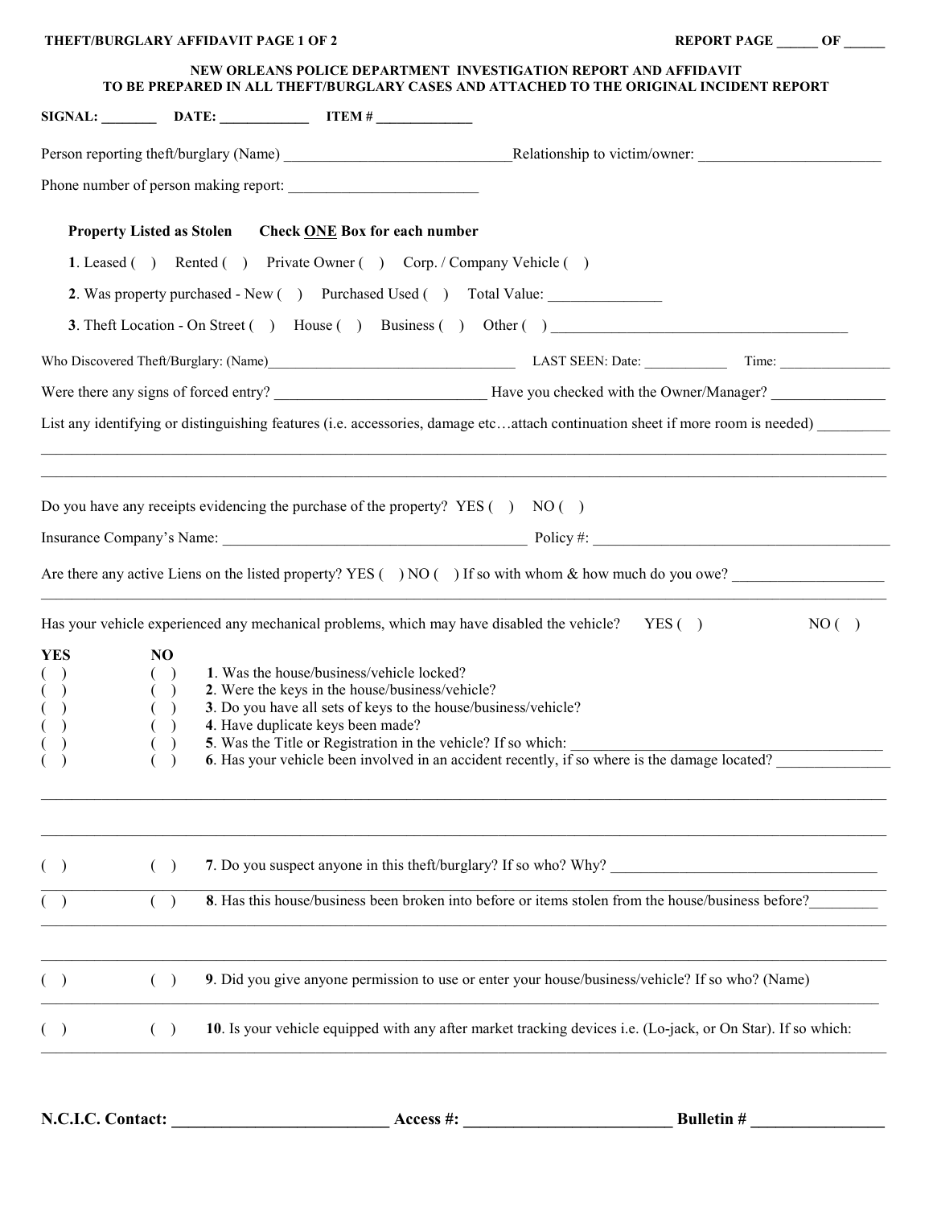THEFT/BURGLARY AFFIDAVIT PAGE 1 OF 2

REPORT PAGE ______ OF ______

## NEW ORLEANS POLICE DEPARTMENT INVESTIGATION REPORT AND AFFIDAVIT
## TO BE PREPARED IN ALL THEFT/BURGLARY CASES AND ATTACHED TO THE ORIGINAL INCIDENT REPORT

**SIGNAL:** ________ **DATE:** ____________ **ITEM #** ______________

Person reporting theft/burglary (Name) ______________________________ Relationship to victim/owner: ________________________

Phone number of person making report: _________________________

**Property Listed as Stolen** **Check ONE Box for each number**

**1**. Leased ( ) Rented ( ) Private Owner ( ) Corp. / Company Vehicle ( )

**2**. Was property purchased - New ( ) Purchased Used ( ) Total Value: _______________

**3**. Theft Location - On Street ( ) House ( ) Business ( ) Other ( ) ________________________________________

Who Discovered Theft/Burglary: (Name)____________________________________ LAST SEEN: Date: ____________ Time: ________________

Were there any signs of forced entry? ____________________________ Have you checked with the Owner/Manager? _______________

List any identifying or distinguishing features (i.e. accessories, damage etc…attach continuation sheet if more room is needed) _________

________________________________________________________________________________________________________

________________________________________________________________________________________________________

Do you have any receipts evidencing the purchase of the property? YES ( ) NO ( )

Insurance Company's Name: ________________________________________ Policy #: ________________________________________

Are there any active Liens on the listed property? YES ( ) NO ( ) If so with whom & how much do you owe? ___________________

________________________________________________________________________________________________________

Has your vehicle experienced any mechanical problems, which may have disabled the vehicle? YES ( ) NO ( )

| YES | NO | |
|---|---|---|
| ( ) | ( ) | **1**. Was the house/business/vehicle locked? |
| ( ) | ( ) | **2**. Were the keys in the house/business/vehicle? |
| ( ) | ( ) | **3**. Do you have all sets of keys to the house/business/vehicle? |
| ( ) | ( ) | **4**. Have duplicate keys been made? |
| ( ) | ( ) | **5**. Was the Title or Registration in the vehicle? If so which: ________________________________________ |
| ( ) | ( ) | **6**. Has your vehicle been involved in an accident recently, if so where is the damage located? _______________ |

________________________________________________________________________________________________________

________________________________________________________________________________________________________

| | | |
|---|---|---|
| ( ) | ( ) | **7**. Do you suspect anyone in this theft/burglary? If so who? Why? ____________________________________ |
| ( ) | ( ) | **8**. Has this house/business been broken into before or items stolen from the house/business before?_________ |

________________________________________________________________________________________________________

________________________________________________________________________________________________________

| | | |
|---|---|---|
| ( ) | ( ) | **9**. Did you give anyone permission to use or enter your house/business/vehicle? If so who? (Name) |

________________________________________________________________________________________________________

| | | |
|---|---|---|
| ( ) | ( ) | **10**. Is your vehicle equipped with any after market tracking devices i.e. (Lo-jack, or On Star). If so which: |

________________________________________________________________________________________________________

**N.C.I.C. Contact: __________________________ Access #: _________________________ Bulletin # ________________**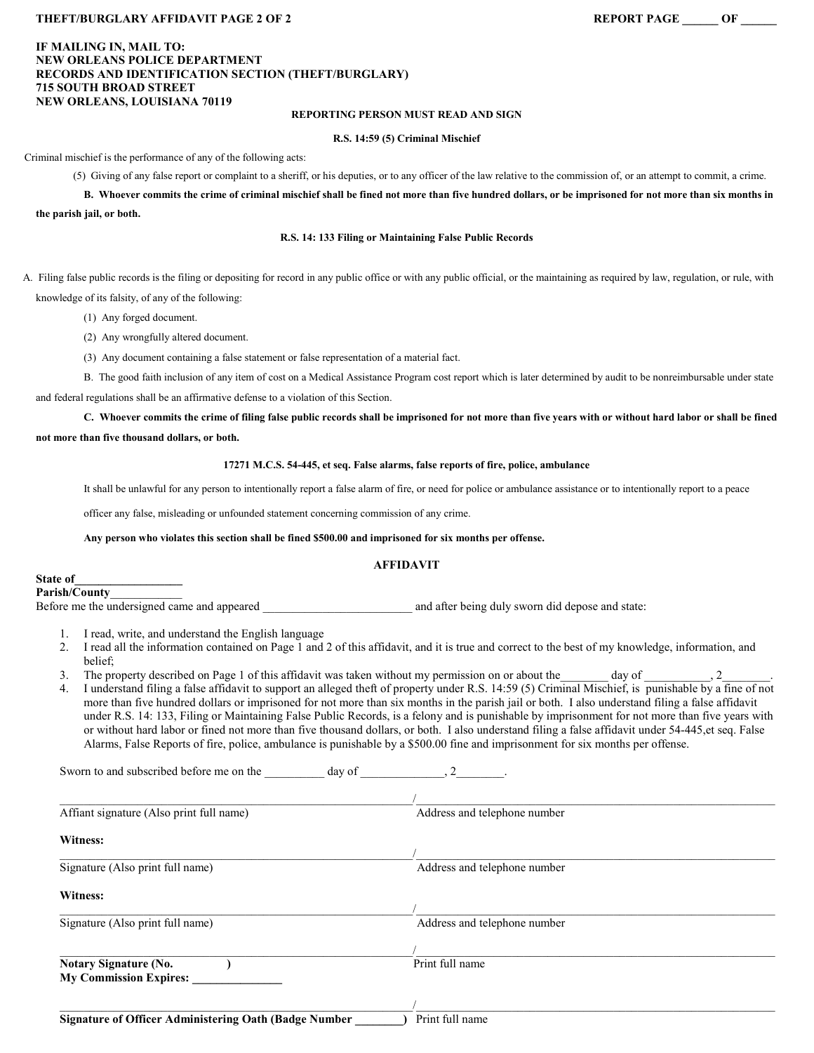**THEFT/BURGLARY AFFIDAVIT PAGE 2 OF 2** **REPORT PAGE ______ OF ______**

**IF MAILING IN, MAIL TO:**
**NEW ORLEANS POLICE DEPARTMENT**
**RECORDS AND IDENTIFICATION SECTION (THEFT/BURGLARY)**
**715 SOUTH BROAD STREET**
**NEW ORLEANS, LOUISIANA 70119**

**REPORTING PERSON MUST READ AND SIGN**

**R.S. 14:59 (5) Criminal Mischief**

Criminal mischief is the performance of any of the following acts:

(5) Giving of any false report or complaint to a sheriff, or his deputies, or to any officer of the law relative to the commission of, or an attempt to commit, a crime.

**B. Whoever commits the crime of criminal mischief shall be fined not more than five hundred dollars, or be imprisoned for not more than six months in the parish jail, or both.**

**R.S. 14: 133 Filing or Maintaining False Public Records**

A. Filing false public records is the filing or depositing for record in any public office or with any public official, or the maintaining as required by law, regulation, or rule, with knowledge of its falsity, of any of the following:

(1) Any forged document.

(2) Any wrongfully altered document.

(3) Any document containing a false statement or false representation of a material fact.

B. The good faith inclusion of any item of cost on a Medical Assistance Program cost report which is later determined by audit to be nonreimbursable under state and federal regulations shall be an affirmative defense to a violation of this Section.

**C. Whoever commits the crime of filing false public records shall be imprisoned for not more than five years with or without hard labor or shall be fined not more than five thousand dollars, or both.**

**17271 M.C.S. 54-445, et seq. False alarms, false reports of fire, police, ambulance**

It shall be unlawful for any person to intentionally report a false alarm of fire, or need for police or ambulance assistance or to intentionally report to a peace officer any false, misleading or unfounded statement concerning commission of any crime.

**Any person who violates this section shall be fined $500.00 and imprisoned for six months per offense.**

**AFFIDAVIT**

**State of__________________**
**Parish/County____________**
Before me the undersigned came and appeared _________________________ and after being duly sworn did depose and state:

1. I read, write, and understand the English language
2. I read all the information contained on Page 1 and 2 of this affidavit, and it is true and correct to the best of my knowledge, information, and belief;
3. The property described on Page 1 of this affidavit was taken without my permission on or about the________ day of ___________, 2________.
4. I understand filing a false affidavit to support an alleged theft of property under R.S. 14:59 (5) Criminal Mischief, is punishable by a fine of not more than five hundred dollars or imprisoned for not more than six months in the parish jail or both. I also understand filing a false affidavit under R.S. 14: 133, Filing or Maintaining False Public Records, is a felony and is punishable by imprisonment for not more than five years with or without hard labor or fined not more than five thousand dollars, or both. I also understand filing a false affidavit under 54-445,et seq. False Alarms, False Reports of fire, police, ambulance is punishable by a $500.00 fine and imprisonment for six months per offense.

Sworn to and subscribed before me on the __________ day of ______________, 2________.

______________________________ / ______________________________
Affiant signature (Also print full name) Address and telephone number

**Witness:**

______________________________ / ______________________________
Signature (Also print full name) Address and telephone number

**Witness:**

______________________________ / ______________________________
Signature (Also print full name) Address and telephone number

______________________________ / ______________________________
**Notary Signature (No. )** Print full name
**My Commission Expires: _______________**

______________________________ / ______________________________
**Signature of Officer Administering Oath (Badge Number ________)** Print full name